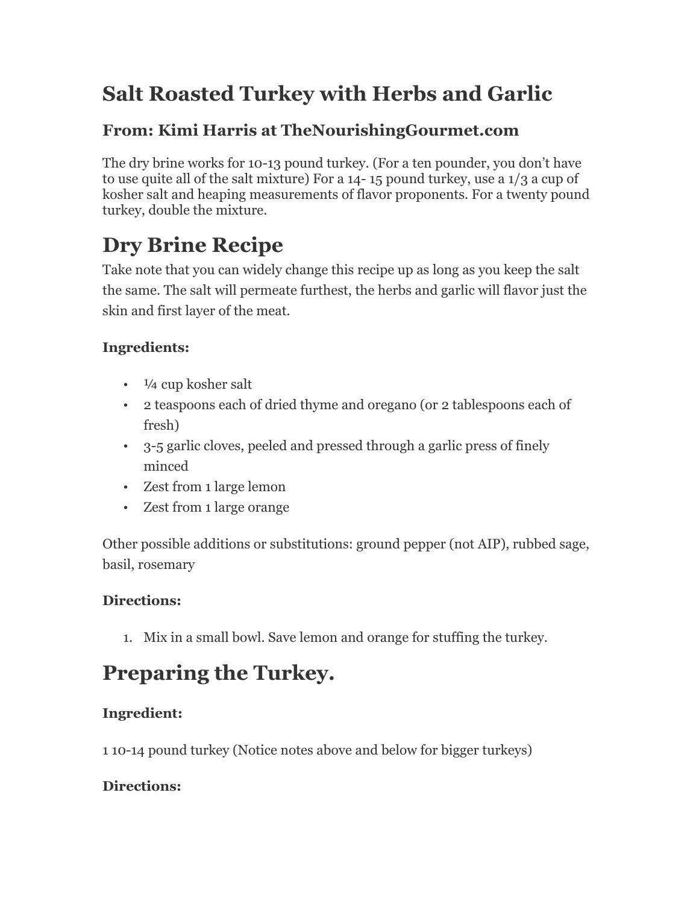# Salt Roasted Turkey with Herbs and Garlic

### From: Kimi Harris at TheNourishingGourmet.com

The dry brine works for 10-13 pound turkey. (For a ten pounder, you don't have to use quite all of the salt mixture) For a 14- 15 pound turkey, use a 1/3 a cup of kosher salt and heaping measurements of flavor proponents. For a twenty pound turkey, double the mixture.

## Dry Brine Recipe

Take note that you can widely change this recipe up as long as you keep the salt the same. The salt will permeate furthest, the herbs and garlic will flavor just the skin and first layer of the meat.

**Ingredients:**

- ¼ cup kosher salt
- 2 teaspoons each of dried thyme and oregano (or 2 tablespoons each of fresh)
- 3-5 garlic cloves, peeled and pressed through a garlic press of finely minced
- Zest from 1 large lemon
- Zest from 1 large orange

Other possible additions or substitutions: ground pepper (not AIP), rubbed sage, basil, rosemary

**Directions:**

1. Mix in a small bowl. Save lemon and orange for stuffing the turkey.

## Preparing the Turkey.

**Ingredient:**

1 10-14 pound turkey (Notice notes above and below for bigger turkeys)

**Directions:**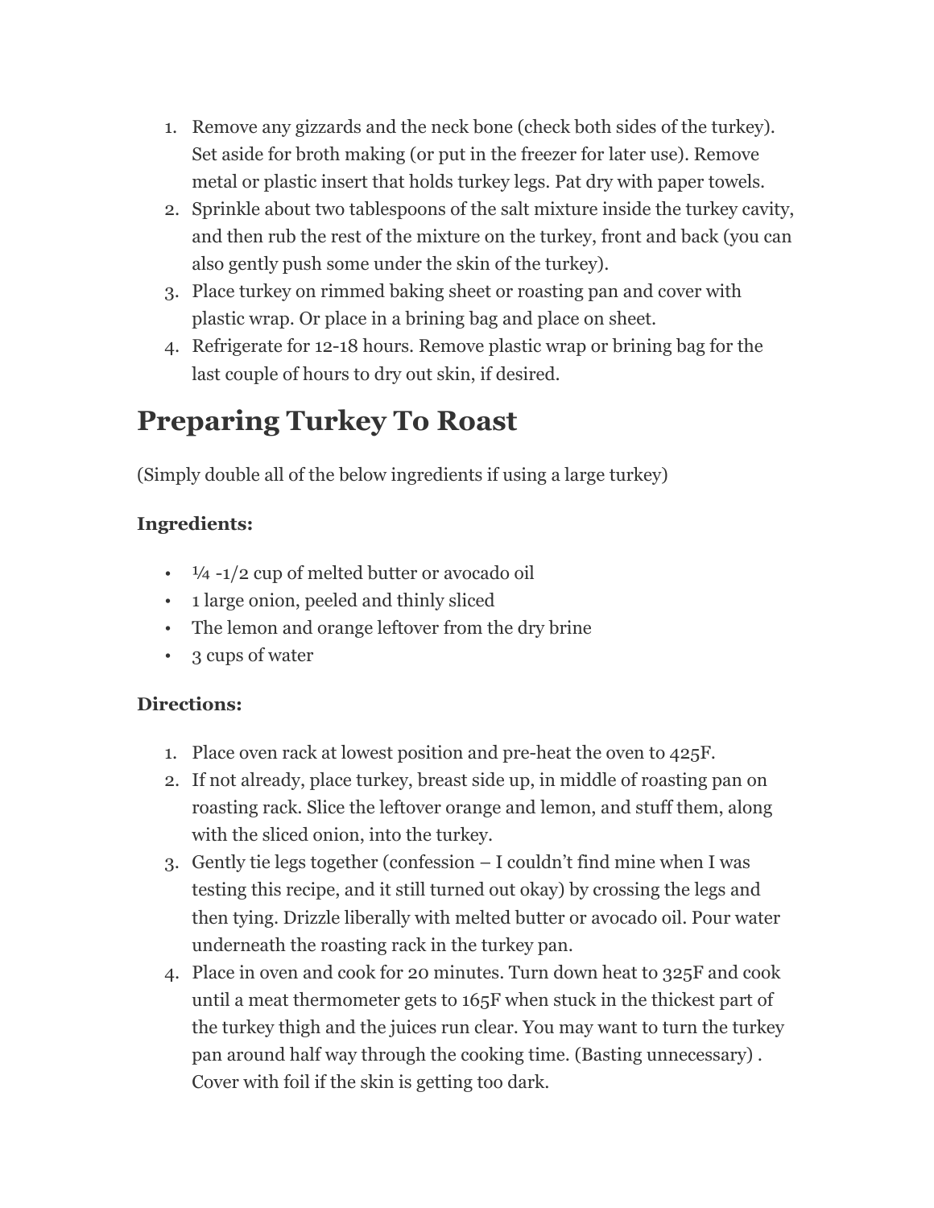1. Remove any gizzards and the neck bone (check both sides of the turkey). Set aside for broth making (or put in the freezer for later use). Remove metal or plastic insert that holds turkey legs. Pat dry with paper towels.
2. Sprinkle about two tablespoons of the salt mixture inside the turkey cavity, and then rub the rest of the mixture on the turkey, front and back (you can also gently push some under the skin of the turkey).
3. Place turkey on rimmed baking sheet or roasting pan and cover with plastic wrap. Or place in a brining bag and place on sheet.
4. Refrigerate for 12-18 hours. Remove plastic wrap or brining bag for the last couple of hours to dry out skin, if desired.

# Preparing Turkey To Roast

(Simply double all of the below ingredients if using a large turkey)

**Ingredients:**

- ¼ -1/2 cup of melted butter or avocado oil
- 1 large onion, peeled and thinly sliced
- The lemon and orange leftover from the dry brine
- 3 cups of water

**Directions:**

1. Place oven rack at lowest position and pre-heat the oven to 425F.
2. If not already, place turkey, breast side up, in middle of roasting pan on roasting rack. Slice the leftover orange and lemon, and stuff them, along with the sliced onion, into the turkey.
3. Gently tie legs together (confession – I couldn't find mine when I was testing this recipe, and it still turned out okay) by crossing the legs and then tying. Drizzle liberally with melted butter or avocado oil. Pour water underneath the roasting rack in the turkey pan.
4. Place in oven and cook for 20 minutes. Turn down heat to 325F and cook until a meat thermometer gets to 165F when stuck in the thickest part of the turkey thigh and the juices run clear. You may want to turn the turkey pan around half way through the cooking time. (Basting unnecessary) . Cover with foil if the skin is getting too dark.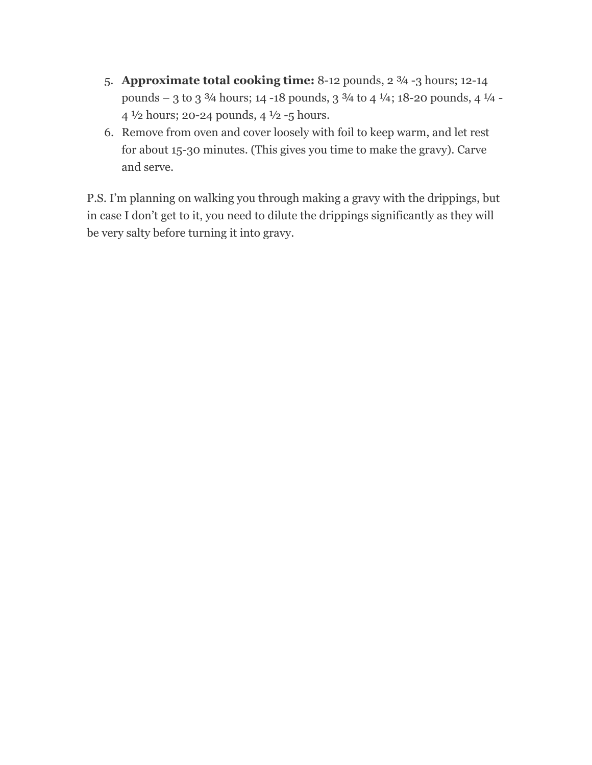5. **Approximate total cooking time:** 8-12 pounds, 2 ¾ -3 hours; 12-14 pounds – 3 to 3 ¾ hours; 14 -18 pounds, 3 ¾ to 4 ¼; 18-20 pounds, 4 ¼ - 4 ½ hours; 20-24 pounds, 4 ½ -5 hours.
6. Remove from oven and cover loosely with foil to keep warm, and let rest for about 15-30 minutes. (This gives you time to make the gravy). Carve and serve.

P.S. I'm planning on walking you through making a gravy with the drippings, but in case I don't get to it, you need to dilute the drippings significantly as they will be very salty before turning it into gravy.